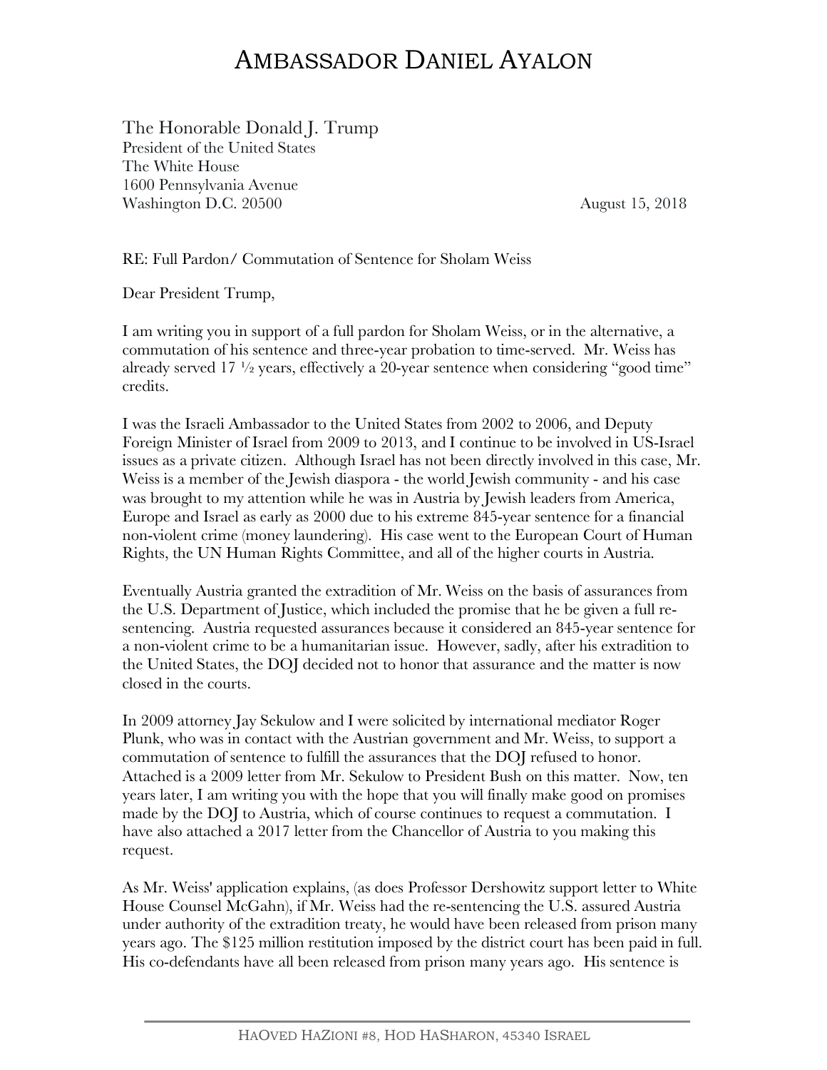# AMBASSADOR DANIEL AYALON

The Honorable Donald J. Trump
President of the United States
The White House
1600 Pennsylvania Avenue
Washington D.C. 20500

August 15, 2018

RE: Full Pardon/ Commutation of Sentence for Sholam Weiss

Dear President Trump,

I am writing you in support of a full pardon for Sholam Weiss, or in the alternative, a commutation of his sentence and three-year probation to time-served. Mr. Weiss has already served 17 ½ years, effectively a 20-year sentence when considering "good time" credits.

I was the Israeli Ambassador to the United States from 2002 to 2006, and Deputy Foreign Minister of Israel from 2009 to 2013, and I continue to be involved in US-Israel issues as a private citizen. Although Israel has not been directly involved in this case, Mr. Weiss is a member of the Jewish diaspora - the world Jewish community - and his case was brought to my attention while he was in Austria by Jewish leaders from America, Europe and Israel as early as 2000 due to his extreme 845-year sentence for a financial non-violent crime (money laundering). His case went to the European Court of Human Rights, the UN Human Rights Committee, and all of the higher courts in Austria.

Eventually Austria granted the extradition of Mr. Weiss on the basis of assurances from the U.S. Department of Justice, which included the promise that he be given a full re-sentencing. Austria requested assurances because it considered an 845-year sentence for a non-violent crime to be a humanitarian issue. However, sadly, after his extradition to the United States, the DOJ decided not to honor that assurance and the matter is now closed in the courts.

In 2009 attorney Jay Sekulow and I were solicited by international mediator Roger Plunk, who was in contact with the Austrian government and Mr. Weiss, to support a commutation of sentence to fulfill the assurances that the DOJ refused to honor. Attached is a 2009 letter from Mr. Sekulow to President Bush on this matter. Now, ten years later, I am writing you with the hope that you will finally make good on promises made by the DOJ to Austria, which of course continues to request a commutation. I have also attached a 2017 letter from the Chancellor of Austria to you making this request.

As Mr. Weiss' application explains, (as does Professor Dershowitz support letter to White House Counsel McGahn), if Mr. Weiss had the re-sentencing the U.S. assured Austria under authority of the extradition treaty, he would have been released from prison many years ago. The $125 million restitution imposed by the district court has been paid in full. His co-defendants have all been released from prison many years ago. His sentence is

HAOVED HAZIONI #8, HOD HASHARON, 45340 ISRAEL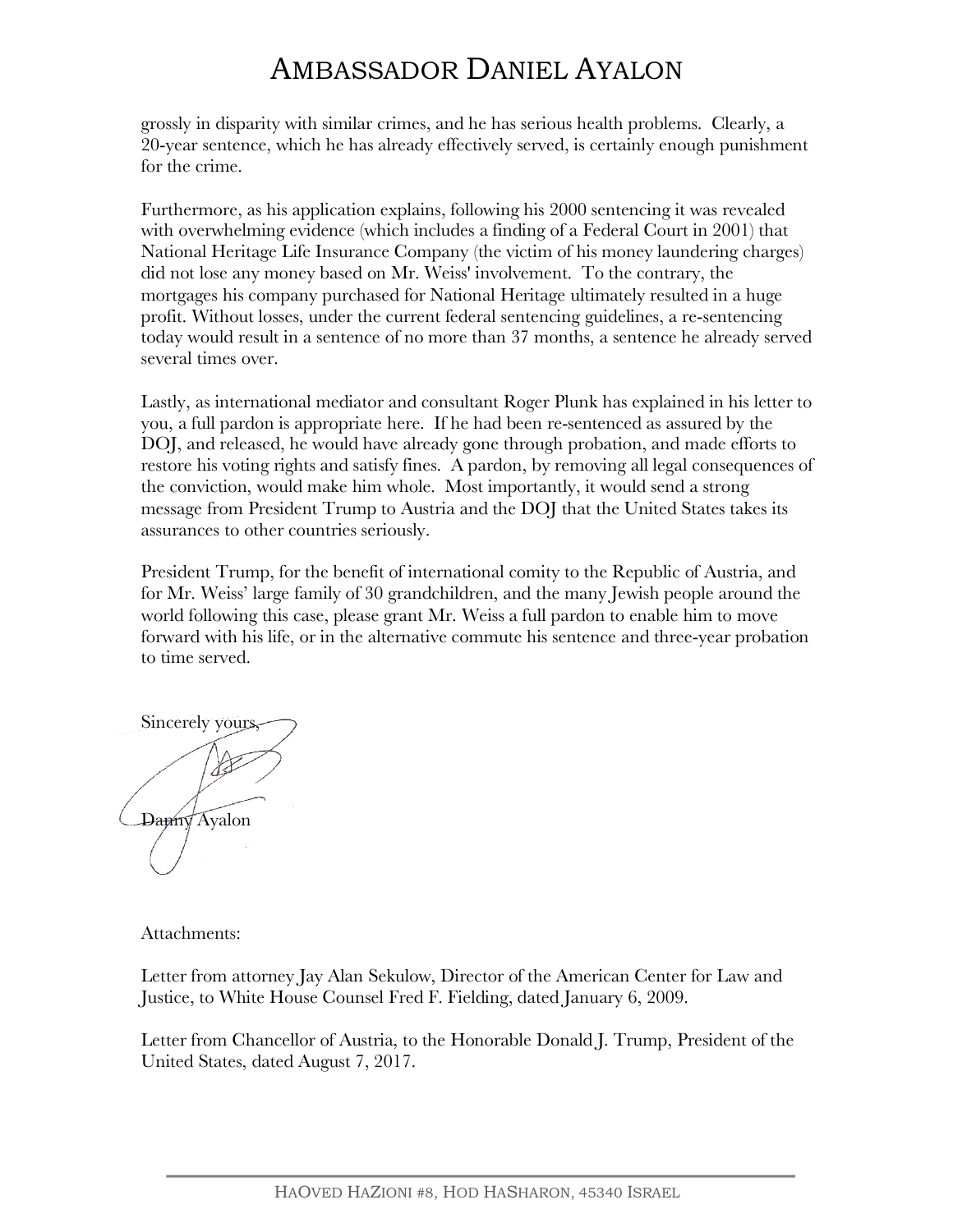grossly in disparity with similar crimes, and he has serious health problems. Clearly, a 20-year sentence, which he has already effectively served, is certainly enough punishment for the crime.

Furthermore, as his application explains, following his 2000 sentencing it was revealed with overwhelming evidence (which includes a finding of a Federal Court in 2001) that National Heritage Life Insurance Company (the victim of his money laundering charges) did not lose any money based on Mr. Weiss' involvement. To the contrary, the mortgages his company purchased for National Heritage ultimately resulted in a huge profit. Without losses, under the current federal sentencing guidelines, a re-sentencing today would result in a sentence of no more than 37 months, a sentence he already served several times over.

Lastly, as international mediator and consultant Roger Plunk has explained in his letter to you, a full pardon is appropriate here. If he had been re-sentenced as assured by the DOJ, and released, he would have already gone through probation, and made efforts to restore his voting rights and satisfy fines. A pardon, by removing all legal consequences of the conviction, would make him whole. Most importantly, it would send a strong message from President Trump to Austria and the DOJ that the United States takes its assurances to other countries seriously.

President Trump, for the benefit of international comity to the Republic of Austria, and for Mr. Weiss' large family of 30 grandchildren, and the many Jewish people around the world following this case, please grant Mr. Weiss a full pardon to enable him to move forward with his life, or in the alternative commute his sentence and three-year probation to time served.

Sincerely yours,

Danny Ayalon

Attachments:

Letter from attorney Jay Alan Sekulow, Director of the American Center for Law and Justice, to White House Counsel Fred F. Fielding, dated January 6, 2009.

Letter from Chancellor of Austria, to the Honorable Donald J. Trump, President of the United States, dated August 7, 2017.